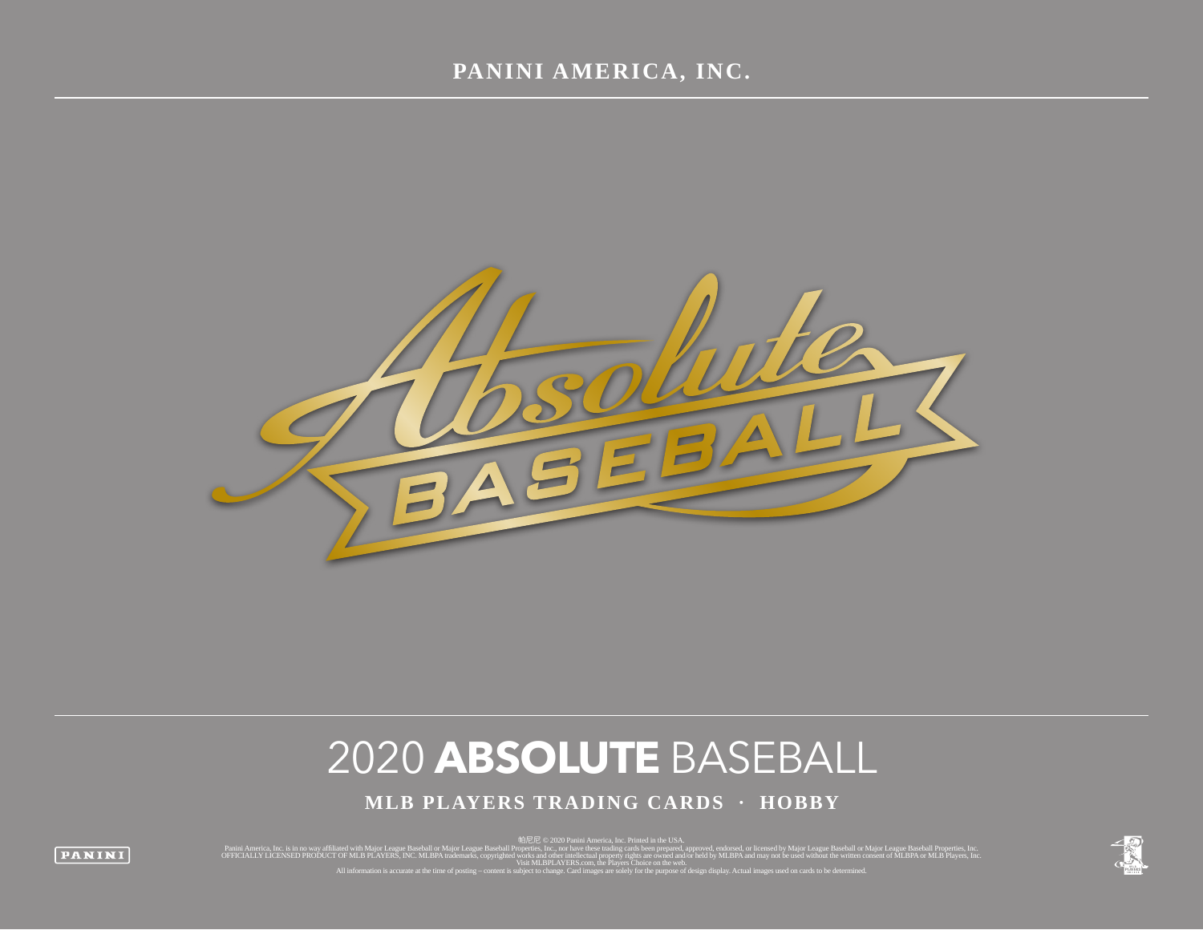# PANINI AMERICA, INC.

Absolute BASEBALL

# 2020 **ABSOLUTE** BASEBALL

**MLB PLAYERS TRADING CARDS · HOBBY**

PANINI

帕尼尼 © 2020 Panini America, Inc. Printed in the USA.
Panini America, Inc. is in no way affiliated with Major League Baseball or Major League Baseball Properties, Inc., nor have these trading cards been prepared, approved, endorsed, or licensed by Major League Baseball or Major League Baseball Properties, Inc.
OFFICIALLY LICENSED PRODUCT OF MLB PLAYERS, INC. MLBPA trademarks, copyrighted works and other intellectual property rights are owned and/or held by MLBPA and may not be used without the written consent of MLBPA or MLB Players, Inc.
Visit MLBPLAYERS.com, the Players Choice on the web.
All information is accurate at the time of posting – content is subject to change. Card images are solely for the purpose of design display. Actual images used on cards to be determined.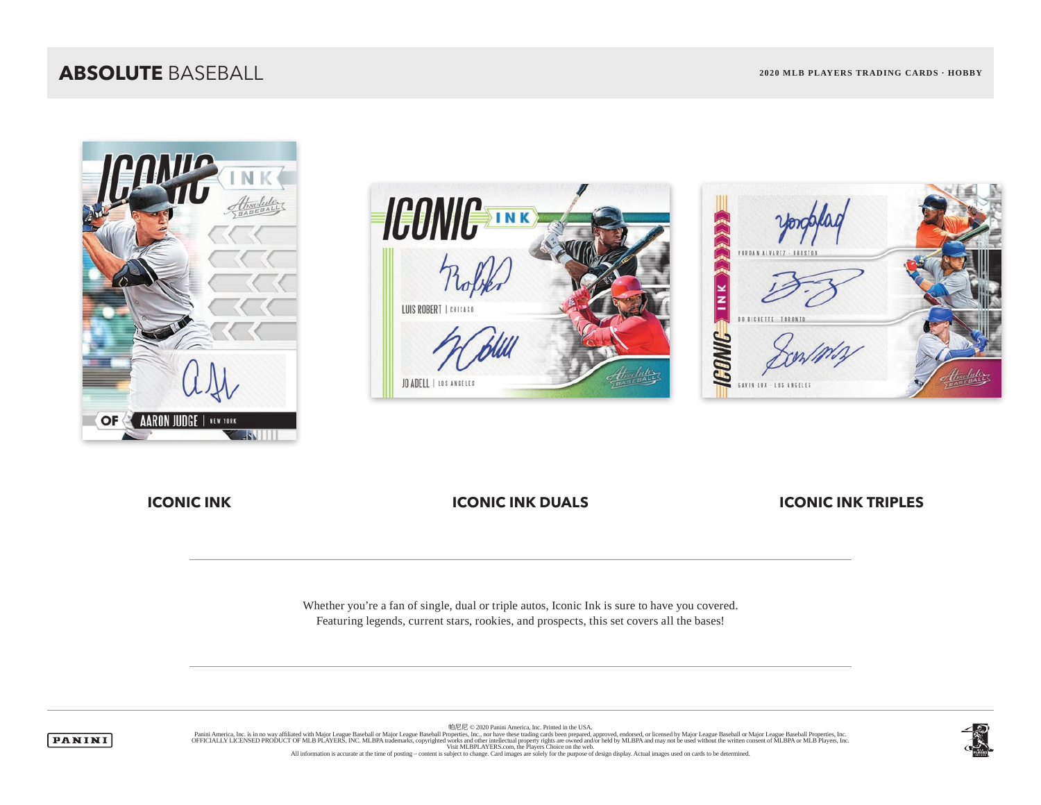## ICONIC INK

## ICONIC INK DUALS

## ICONIC INK TRIPLES

---

Whether you're a fan of single, dual or triple autos, Iconic Ink is sure to have you covered.
Featuring legends, current stars, rookies, and prospects, this set covers all the bases!

---

帕尼尼 © 2020 Panini America, Inc. Printed in the USA.
Panini America, Inc. is in no way affiliated with Major League Baseball or Major League Baseball Properties, Inc., nor have these trading cards been prepared, approved, endorsed, or licensed by Major League Baseball or Major League Baseball Properties, Inc.
OFFICIALLY LICENSED PRODUCT OF MLB PLAYERS, INC. MLBPA trademarks, copyrighted works and other intellectual property rights are owned and/or held by MLBPA and may not be used without the written consent of MLBPA or MLB Players, Inc.
Visit MLBPLAYERS.com, the Players Choice on the web.
All information is accurate at the time of posting – content is subject to change. Card images are solely for the purpose of design display. Actual images used on cards to be determined.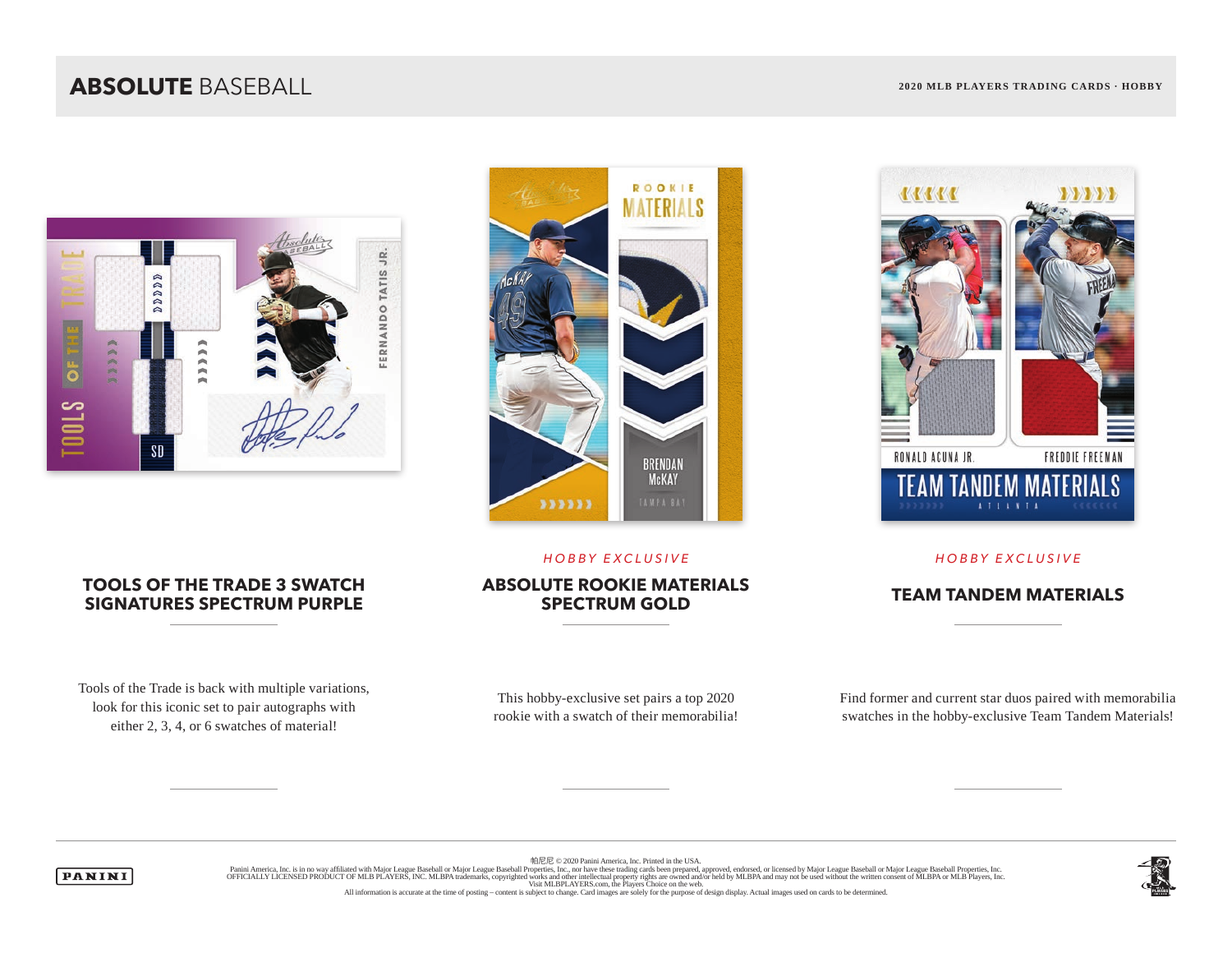## TOOLS OF THE TRADE 3 SWATCH SIGNATURES SPECTRUM PURPLE

Tools of the Trade is back with multiple variations, look for this iconic set to pair autographs with either 2, 3, 4, or 6 swatches of material!

*HOBBY EXCLUSIVE*

## ABSOLUTE ROOKIE MATERIALS SPECTRUM GOLD

This hobby-exclusive set pairs a top 2020 rookie with a swatch of their memorabilia!

*HOBBY EXCLUSIVE*

## TEAM TANDEM MATERIALS

Find former and current star duos paired with memorabilia swatches in the hobby-exclusive Team Tandem Materials!

帕尼尼 © 2020 Panini America, Inc. Printed in the USA.
Panini America, Inc. is in no way affiliated with Major League Baseball or Major League Baseball Properties, Inc., nor have these trading cards been prepared, approved, endorsed, or licensed by Major League Baseball or Major League Baseball Properties, Inc.
OFFICIALLY LICENSED PRODUCT OF MLB PLAYERS, INC. MLBPA trademarks, copyrighted works and other intellectual property rights are owned and/or held by MLBPA and may not be used without the written consent of MLBPA or MLB Players, Inc.
Visit MLBPLAYERS.com, the Players Choice on the web.
All information is accurate at the time of posting – content is subject to change. Card images are solely for the purpose of design display. Actual images used on cards to be determined.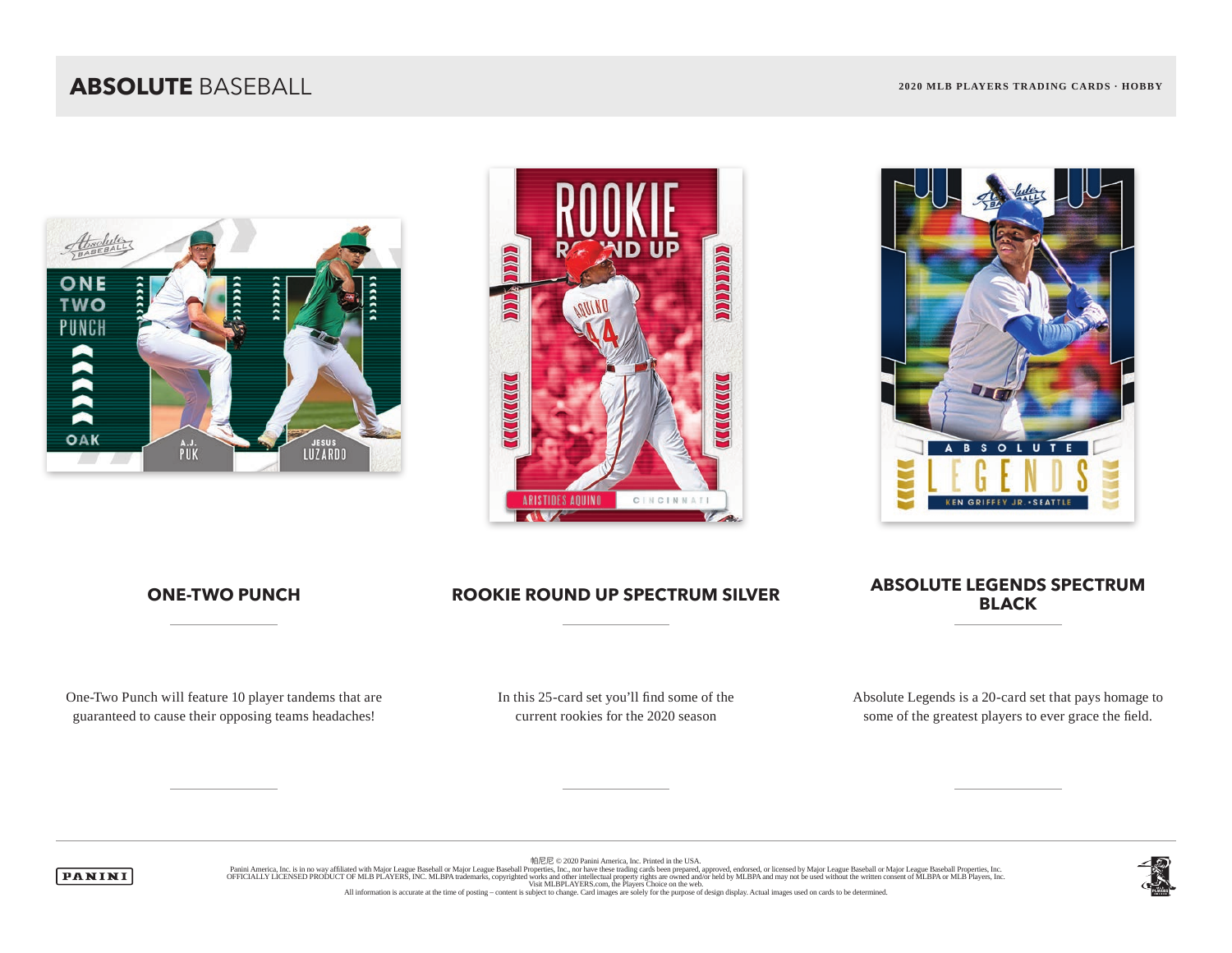## ABSOLUTE BASEBALL

2020 MLB PLAYERS TRADING CARDS · HOBBY

### ONE-TWO PUNCH

One-Two Punch will feature 10 player tandems that are guaranteed to cause their opposing teams headaches!

### ROOKIE ROUND UP SPECTRUM SILVER

In this 25-card set you'll find some of the current rookies for the 2020 season

### ABSOLUTE LEGENDS SPECTRUM BLACK

Absolute Legends is a 20-card set that pays homage to some of the greatest players to ever grace the field.

---

PANINI

帕尼尼 © 2020 Panini America, Inc. Printed in the USA.
Panini America, Inc. is in no way affiliated with Major League Baseball or Major League Baseball Properties, Inc., nor have these trading cards been prepared, approved, endorsed, or licensed by Major League Baseball or Major League Baseball Properties, Inc.
OFFICIALLY LICENSED PRODUCT OF MLB PLAYERS, INC. MLBPA trademarks, copyrighted works and other intellectual property rights are owned and/or held by MLBPA and may not be used without the written consent of MLBPA or MLB Players, Inc.
Visit MLBPLAYERS.com, the Players Choice on the web.
All information is accurate at the time of posting – content is subject to change. Card images are solely for the purpose of design display. Actual images used on cards to be determined.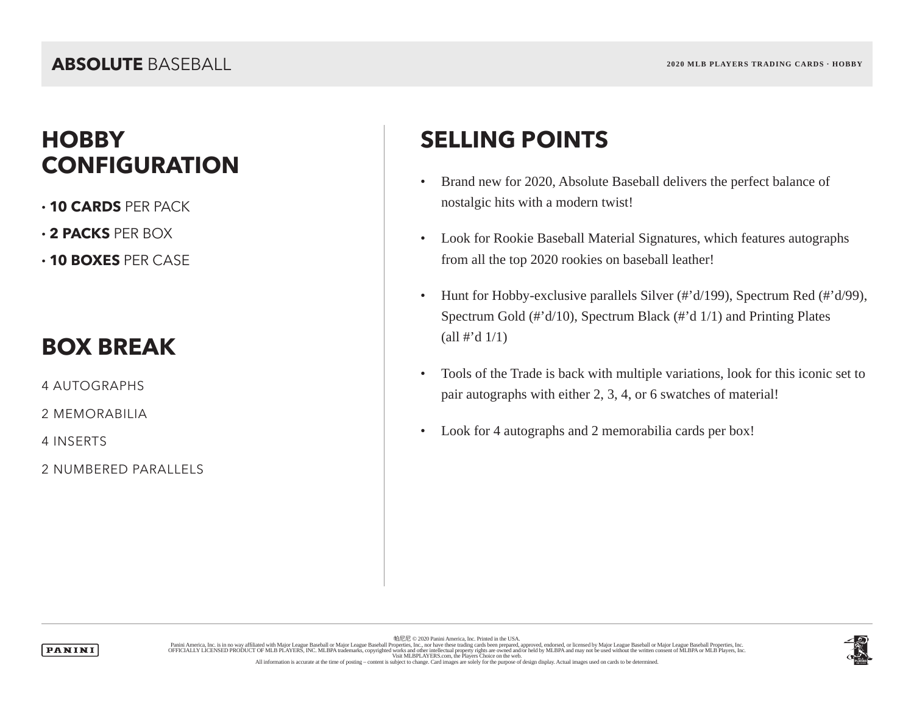## HOBBY CONFIGURATION

- **10 CARDS** PER PACK
- **2 PACKS** PER BOX
- **10 BOXES** PER CASE

## BOX BREAK

4 AUTOGRAPHS

2 MEMORABILIA

4 INSERTS

2 NUMBERED PARALLELS

## SELLING POINTS

- Brand new for 2020, Absolute Baseball delivers the perfect balance of nostalgic hits with a modern twist!
- Look for Rookie Baseball Material Signatures, which features autographs from all the top 2020 rookies on baseball leather!
- Hunt for Hobby-exclusive parallels Silver (#'d/199), Spectrum Red (#'d/99), Spectrum Gold (#'d/10), Spectrum Black (#'d 1/1) and Printing Plates (all #'d 1/1)
- Tools of the Trade is back with multiple variations, look for this iconic set to pair autographs with either 2, 3, 4, or 6 swatches of material!
- Look for 4 autographs and 2 memorabilia cards per box!

帕尼尼 © 2020 Panini America, Inc. Printed in the USA.
Panini America, Inc. is in no way affiliated with Major League Baseball or Major League Baseball Properties, Inc., nor have these trading cards been prepared, approved, endorsed, or licensed by Major League Baseball or Major League Baseball Properties, Inc.
OFFICIALLY LICENSED PRODUCT OF MLB PLAYERS, INC. MLBPA trademarks, copyrighted works and other intellectual property rights are owned and/or held by MLBPA and may not be used without the written consent of MLBPA or MLB Players, Inc.
Visit MLBPLAYERS.com, the Players Choice on the web.
All information is accurate at the time of posting – content is subject to change. Card images are solely for the purpose of design display. Actual images used on cards to be determined.